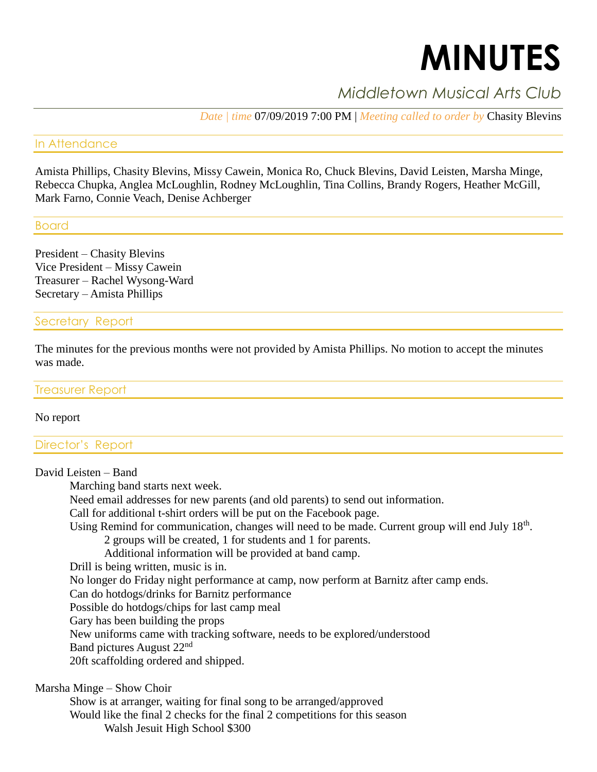# MINUTES

*Middletown Musical Arts Club*

*Date | time* 07/09/2019 7:00 PM | *Meeting called to order by* Chasity Blevins

## In Attendance

Amista Phillips, Chasity Blevins, Missy Cawein, Monica Ro, Chuck Blevins, David Leisten, Marsha Minge, Rebecca Chupka, Anglea McLoughlin, Rodney McLoughlin, Tina Collins, Brandy Rogers, Heather McGill, Mark Farno, Connie Veach, Denise Achberger

## Board

President – Chasity Blevins
Vice President – Missy Cawein
Treasurer – Rachel Wysong-Ward
Secretary – Amista Phillips

## Secretary Report

The minutes for the previous months were not provided by Amista Phillips. No motion to accept the minutes was made.

## Treasurer Report

No report

## Director's Report

David Leisten – Band

- Marching band starts next week.
- Need email addresses for new parents (and old parents) to send out information.
- Call for additional t-shirt orders will be put on the Facebook page.
- Using Remind for communication, changes will need to be made. Current group will end July 18th.
  - 2 groups will be created, 1 for students and 1 for parents.
  - Additional information will be provided at band camp.
- Drill is being written, music is in.
- No longer do Friday night performance at camp, now perform at Barnitz after camp ends.
- Can do hotdogs/drinks for Barnitz performance
- Possible do hotdogs/chips for last camp meal
- Gary has been building the props
- New uniforms came with tracking software, needs to be explored/understood
- Band pictures August 22nd
- 20ft scaffolding ordered and shipped.

Marsha Minge – Show Choir

- Show is at arranger, waiting for final song to be arranged/approved
- Would like the final 2 checks for the final 2 competitions for this season
  - Walsh Jesuit High School $300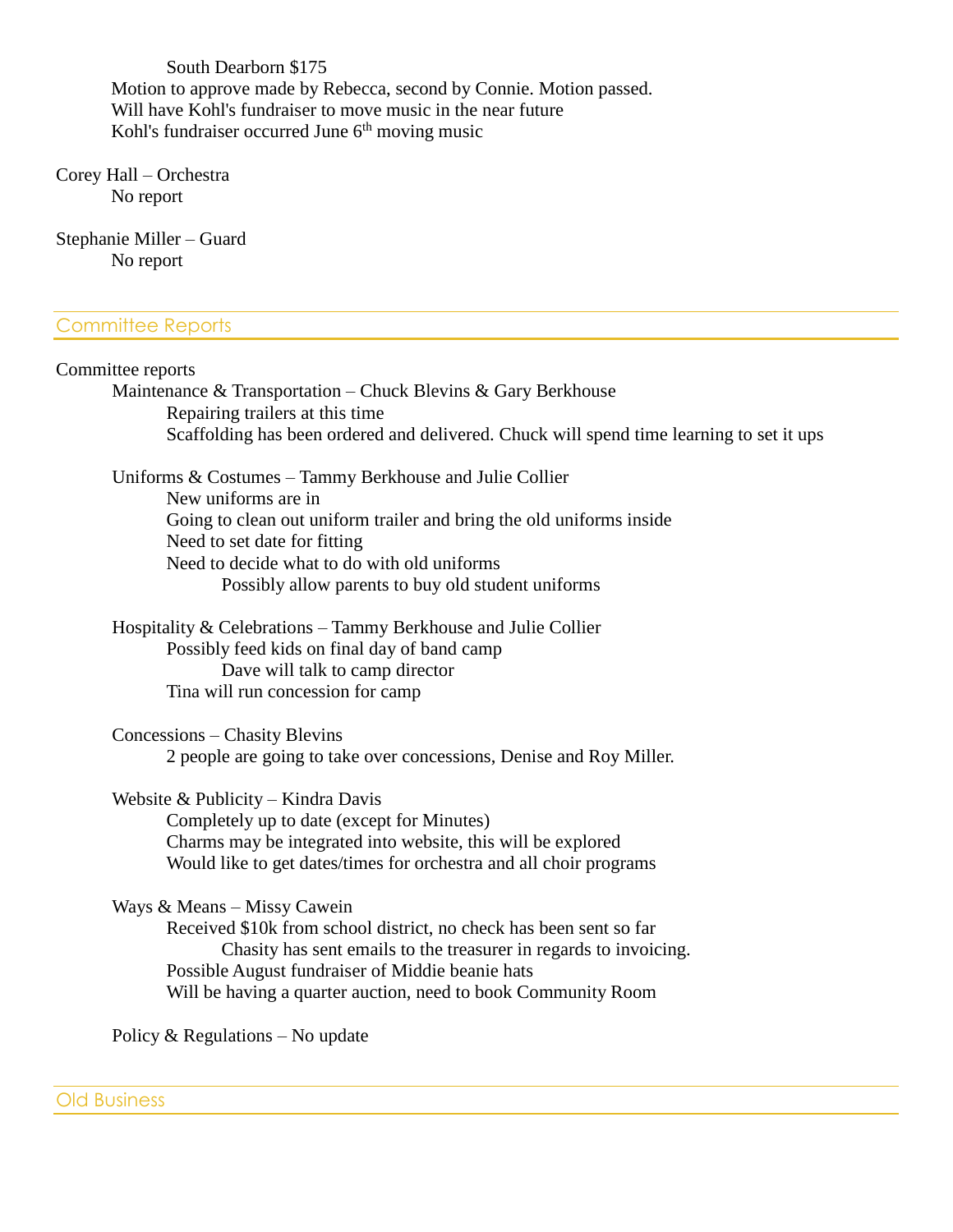South Dearborn $175

Motion to approve made by Rebecca, second by Connie. Motion passed.

Will have Kohl's fundraiser to move music in the near future

Kohl's fundraiser occurred June 6th moving music

Corey Hall – Orchestra

No report

Stephanie Miller – Guard

No report

## Committee Reports

Committee reports

- Maintenance & Transportation – Chuck Blevins & Gary Berkhouse
  - Repairing trailers at this time
  - Scaffolding has been ordered and delivered. Chuck will spend time learning to set it ups
- Uniforms & Costumes – Tammy Berkhouse and Julie Collier
  - New uniforms are in
  - Going to clean out uniform trailer and bring the old uniforms inside
  - Need to set date for fitting
  - Need to decide what to do with old uniforms
    - Possibly allow parents to buy old student uniforms
- Hospitality & Celebrations – Tammy Berkhouse and Julie Collier
  - Possibly feed kids on final day of band camp
    - Dave will talk to camp director
  - Tina will run concession for camp
- Concessions – Chasity Blevins
  - 2 people are going to take over concessions, Denise and Roy Miller.
- Website & Publicity – Kindra Davis
  - Completely up to date (except for Minutes)
  - Charms may be integrated into website, this will be explored
  - Would like to get dates/times for orchestra and all choir programs
- Ways & Means – Missy Cawein
  - Received $10k from school district, no check has been sent so far
    - Chasity has sent emails to the treasurer in regards to invoicing.
  - Possible August fundraiser of Middie beanie hats
  - Will be having a quarter auction, need to book Community Room
- Policy & Regulations – No update

## Old Business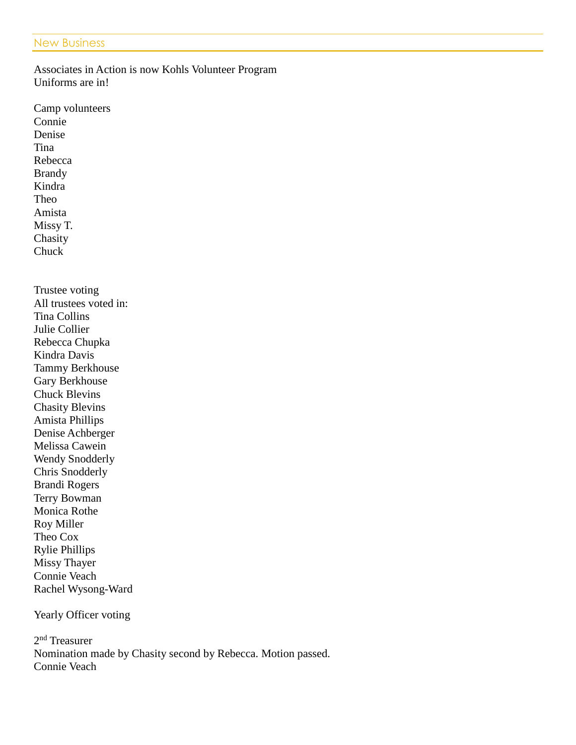## New Business

Associates in Action is now Kohls Volunteer Program
Uniforms are in!

Camp volunteers
Connie
Denise
Tina
Rebecca
Brandy
Kindra
Theo
Amista
Missy T.
Chasity
Chuck

Trustee voting
All trustees voted in:
Tina Collins
Julie Collier
Rebecca Chupka
Kindra Davis
Tammy Berkhouse
Gary Berkhouse
Chuck Blevins
Chasity Blevins
Amista Phillips
Denise Achberger
Melissa Cawein
Wendy Snodderly
Chris Snodderly
Brandi Rogers
Terry Bowman
Monica Rothe
Roy Miller
Theo Cox
Rylie Phillips
Missy Thayer
Connie Veach
Rachel Wysong-Ward

Yearly Officer voting

2nd Treasurer
Nomination made by Chasity second by Rebecca. Motion passed.
Connie Veach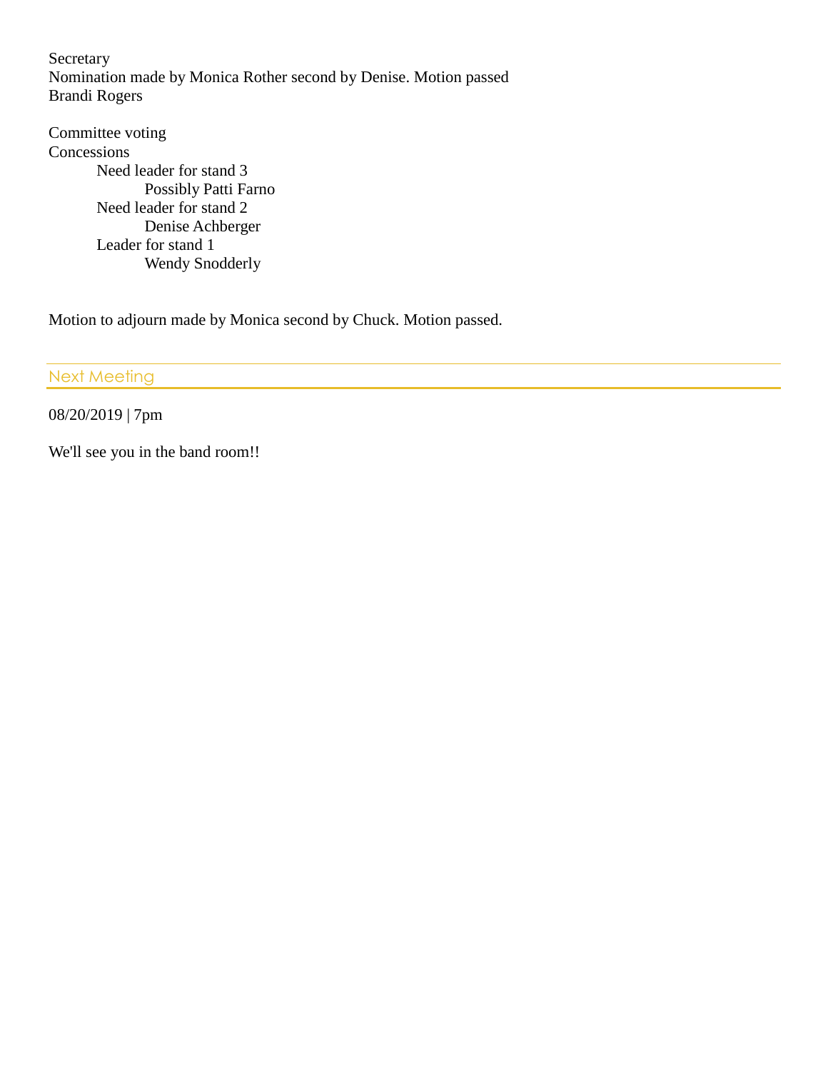Secretary
Nomination made by Monica Rother second by Denise. Motion passed
Brandi Rogers

Committee voting
Concessions

- Need leader for stand 3
  - Possibly Patti Farno
- Need leader for stand 2
  - Denise Achberger
- Leader for stand 1
  - Wendy Snodderly

Motion to adjourn made by Monica second by Chuck. Motion passed.

## Next Meeting

08/20/2019 | 7pm

We'll see you in the band room!!